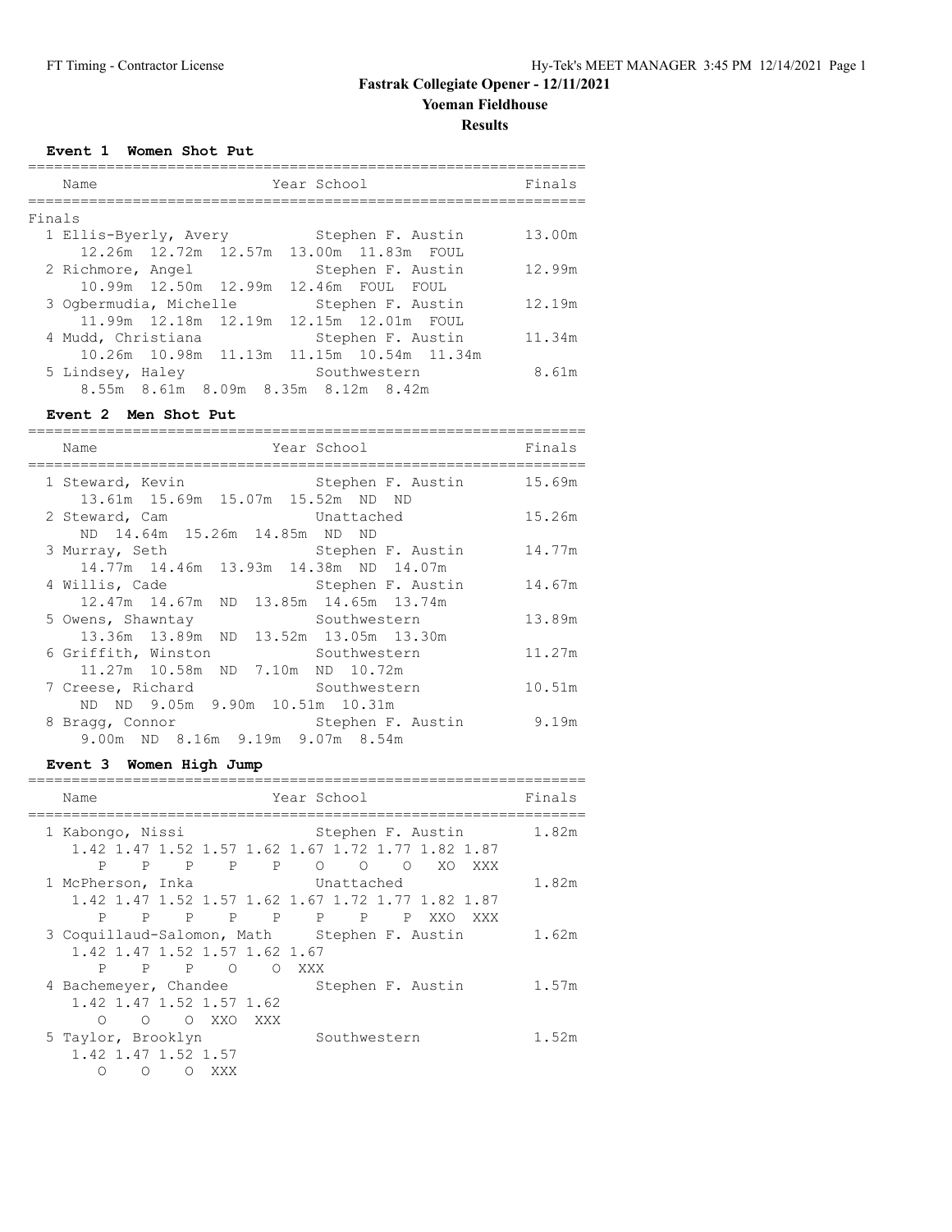# Fastrak Collegiate Opener - 12/11/2021

## Yoeman Fieldhouse

### Results

#### Event 1 Women Shot Put

| Place | Name | Year | School | Finals |
|---|---|---|---|---|
| **Finals** | | | | |
| 1 | Ellis-Byerly, Avery | | Stephen F. Austin | 13.00m |
| | 12.26m 12.72m 12.57m 13.00m 11.83m FOUL | | | |
| 2 | Richmore, Angel | | Stephen F. Austin | 12.99m |
| | 10.99m 12.50m 12.99m 12.46m FOUL FOUL | | | |
| 3 | Ogbermudia, Michelle | | Stephen F. Austin | 12.19m |
| | 11.99m 12.18m 12.19m 12.15m 12.01m FOUL | | | |
| 4 | Mudd, Christiana | | Stephen F. Austin | 11.34m |
| | 10.26m 10.98m 11.13m 11.15m 10.54m 11.34m | | | |
| 5 | Lindsey, Haley | | Southwestern | 8.61m |
| | 8.55m 8.61m 8.09m 8.35m 8.12m 8.42m | | | |

#### Event 2 Men Shot Put

| Place | Name | Year | School | Finals |
|---|---|---|---|---|
| 1 | Steward, Kevin | | Stephen F. Austin | 15.69m |
| | 13.61m 15.69m 15.07m 15.52m ND ND | | | |
| 2 | Steward, Cam | | Unattached | 15.26m |
| | ND 14.64m 15.26m 14.85m ND ND | | | |
| 3 | Murray, Seth | | Stephen F. Austin | 14.77m |
| | 14.77m 14.46m 13.93m 14.38m ND 14.07m | | | |
| 4 | Willis, Cade | | Stephen F. Austin | 14.67m |
| | 12.47m 14.67m ND 13.85m 14.65m 13.74m | | | |
| 5 | Owens, Shawntay | | Southwestern | 13.89m |
| | 13.36m 13.89m ND 13.52m 13.05m 13.30m | | | |
| 6 | Griffith, Winston | | Southwestern | 11.27m |
| | 11.27m 10.58m ND 7.10m ND 10.72m | | | |
| 7 | Creese, Richard | | Southwestern | 10.51m |
| | ND ND 9.05m 9.90m 10.51m 10.31m | | | |
| 8 | Bragg, Connor | | Stephen F. Austin | 9.19m |
| | 9.00m ND 8.16m 9.19m 9.07m 8.54m | | | |

#### Event 3 Women High Jump

| Place | Name | Year | School | Finals |
|---|---|---|---|---|
| 1 | Kabongo, Nissi | | Stephen F. Austin | 1.82m |
| | 1.42 1.47 1.52 1.57 1.62 1.67 1.72 1.77 1.82 1.87 | | | |
| | P P P P P O O O XO XXX | | | |
| 1 | McPherson, Inka | | Unattached | 1.82m |
| | 1.42 1.47 1.52 1.57 1.62 1.67 1.72 1.77 1.82 1.87 | | | |
| | P P P P P P P P XXO XXX | | | |
| 3 | Coquillaud-Salomon, Math | | Stephen F. Austin | 1.62m |
| | 1.42 1.47 1.52 1.57 1.62 1.67 | | | |
| | P P P O O XXX | | | |
| 4 | Bachemeyer, Chandee | | Stephen F. Austin | 1.57m |
| | 1.42 1.47 1.52 1.57 1.62 | | | |
| | O O O XXO XXX | | | |
| 5 | Taylor, Brooklyn | | Southwestern | 1.52m |
| | 1.42 1.47 1.52 1.57 | | | |
| | O O O XXX | | | |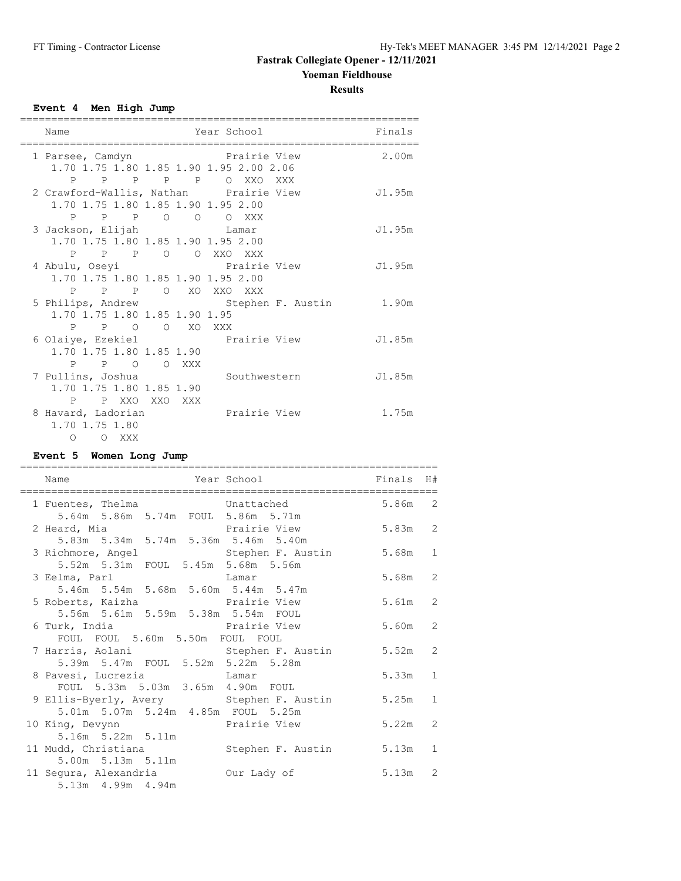# Fastrak Collegiate Opener - 12/11/2021

## Yoeman Fieldhouse

### Results

#### Event 4 Men High Jump

| Name | Year School | Finals |
|---|---|---|
| 1 Parsee, Camdyn | Prairie View | 2.00m |
| 1.70 1.75 1.80 1.85 1.90 1.95 2.00 2.06 | | |
| P P P P P O XXO XXX | | |
| 2 Crawford-Wallis, Nathan | Prairie View | J1.95m |
| 1.70 1.75 1.80 1.85 1.90 1.95 2.00 | | |
| P P P O O O XXX | | |
| 3 Jackson, Elijah | Lamar | J1.95m |
| 1.70 1.75 1.80 1.85 1.90 1.95 2.00 | | |
| P P P O O XXO XXX | | |
| 4 Abulu, Oseyi | Prairie View | J1.95m |
| 1.70 1.75 1.80 1.85 1.90 1.95 2.00 | | |
| P P P O XO XXO XXX | | |
| 5 Philips, Andrew | Stephen F. Austin | 1.90m |
| 1.70 1.75 1.80 1.85 1.90 1.95 | | |
| P P O O XO XXX | | |
| 6 Olaiye, Ezekiel | Prairie View | J1.85m |
| 1.70 1.75 1.80 1.85 1.90 | | |
| P P O O XXX | | |
| 7 Pullins, Joshua | Southwestern | J1.85m |
| 1.70 1.75 1.80 1.85 1.90 | | |
| P P XXO XXO XXX | | |
| 8 Havard, Ladorian | Prairie View | 1.75m |
| 1.70 1.75 1.80 | | |
| O O XXX | | |

#### Event 5 Women Long Jump

| Name | Year School | Finals | H# |
|---|---|---|---|
| 1 Fuentes, Thelma | Unattached | 5.86m | 2 |
| 5.64m 5.86m 5.74m FOUL 5.86m 5.71m | | | |
| 2 Heard, Mia | Prairie View | 5.83m | 2 |
| 5.83m 5.34m 5.74m 5.36m 5.46m 5.40m | | | |
| 3 Richmore, Angel | Stephen F. Austin | 5.68m | 1 |
| 5.52m 5.31m FOUL 5.45m 5.68m 5.56m | | | |
| 3 Eelma, Parl | Lamar | 5.68m | 2 |
| 5.46m 5.54m 5.68m 5.60m 5.44m 5.47m | | | |
| 5 Roberts, Kaizha | Prairie View | 5.61m | 2 |
| 5.56m 5.61m 5.59m 5.38m 5.54m FOUL | | | |
| 6 Turk, India | Prairie View | 5.60m | 2 |
| FOUL FOUL 5.60m 5.50m FOUL FOUL | | | |
| 7 Harris, Aolani | Stephen F. Austin | 5.52m | 2 |
| 5.39m 5.47m FOUL 5.52m 5.22m 5.28m | | | |
| 8 Pavesi, Lucrezia | Lamar | 5.33m | 1 |
| FOUL 5.33m 5.03m 3.65m 4.90m FOUL | | | |
| 9 Ellis-Byerly, Avery | Stephen F. Austin | 5.25m | 1 |
| 5.01m 5.07m 5.24m 4.85m FOUL 5.25m | | | |
| 10 King, Devynn | Prairie View | 5.22m | 2 |
| 5.16m 5.22m 5.11m | | | |
| 11 Mudd, Christiana | Stephen F. Austin | 5.13m | 1 |
| 5.00m 5.13m 5.11m | | | |
| 11 Segura, Alexandria | Our Lady of | 5.13m | 2 |
| 5.13m 4.99m 4.94m | | | |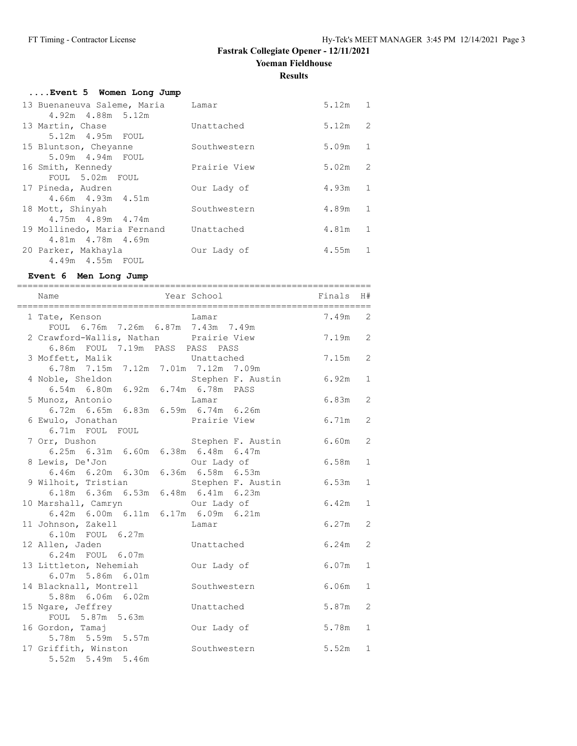# Fastrak Collegiate Opener - 12/11/2021

**Yoeman Fieldhouse**

**Results**

### ....Event 5 Women Long Jump

| Place | Name | Year | School | Finals | H# |
|---|---|---|---|---|---|
| 13 | Buenaneuva Saleme, Maria | | Lamar | 5.12m | 1 |
| | 4.92m 4.88m 5.12m | | | | |
| 13 | Martin, Chase | | Unattached | 5.12m | 2 |
| | 5.12m 4.95m FOUL | | | | |
| 15 | Bluntson, Cheyanne | | Southwestern | 5.09m | 1 |
| | 5.09m 4.94m FOUL | | | | |
| 16 | Smith, Kennedy | | Prairie View | 5.02m | 2 |
| | FOUL 5.02m FOUL | | | | |
| 17 | Pineda, Audren | | Our Lady of | 4.93m | 1 |
| | 4.66m 4.93m 4.51m | | | | |
| 18 | Mott, Shinyah | | Southwestern | 4.89m | 1 |
| | 4.75m 4.89m 4.74m | | | | |
| 19 | Mollinedo, Maria Fernand | | Unattached | 4.81m | 1 |
| | 4.81m 4.78m 4.69m | | | | |
| 20 | Parker, Makhayla | | Our Lady of | 4.55m | 1 |
| | 4.49m 4.55m FOUL | | | | |

### Event 6 Men Long Jump

| Place | Name | Year | School | Finals | H# |
|---|---|---|---|---|---|
| 1 | Tate, Kenson | | Lamar | 7.49m | 2 |
| | FOUL 6.76m 7.26m 6.87m 7.43m 7.49m | | | | |
| 2 | Crawford-Wallis, Nathan | | Prairie View | 7.19m | 2 |
| | 6.86m FOUL 7.19m PASS PASS PASS | | | | |
| 3 | Moffett, Malik | | Unattached | 7.15m | 2 |
| | 6.78m 7.15m 7.12m 7.01m 7.12m 7.09m | | | | |
| 4 | Noble, Sheldon | | Stephen F. Austin | 6.92m | 1 |
| | 6.54m 6.80m 6.92m 6.74m 6.78m PASS | | | | |
| 5 | Munoz, Antonio | | Lamar | 6.83m | 2 |
| | 6.72m 6.65m 6.83m 6.59m 6.74m 6.26m | | | | |
| 6 | Ewulo, Jonathan | | Prairie View | 6.71m | 2 |
| | 6.71m FOUL FOUL | | | | |
| 7 | Orr, Dushon | | Stephen F. Austin | 6.60m | 2 |
| | 6.25m 6.31m 6.60m 6.38m 6.48m 6.47m | | | | |
| 8 | Lewis, De'Jon | | Our Lady of | 6.58m | 1 |
| | 6.46m 6.20m 6.30m 6.36m 6.58m 6.53m | | | | |
| 9 | Wilhoit, Tristian | | Stephen F. Austin | 6.53m | 1 |
| | 6.18m 6.36m 6.53m 6.48m 6.41m 6.23m | | | | |
| 10 | Marshall, Camryn | | Our Lady of | 6.42m | 1 |
| | 6.42m 6.00m 6.11m 6.17m 6.09m 6.21m | | | | |
| 11 | Johnson, Zakell | | Lamar | 6.27m | 2 |
| | 6.10m FOUL 6.27m | | | | |
| 12 | Allen, Jaden | | Unattached | 6.24m | 2 |
| | 6.24m FOUL 6.07m | | | | |
| 13 | Littleton, Nehemiah | | Our Lady of | 6.07m | 1 |
| | 6.07m 5.86m 6.01m | | | | |
| 14 | Blacknall, Montrell | | Southwestern | 6.06m | 1 |
| | 5.88m 6.06m 6.02m | | | | |
| 15 | Ngare, Jeffrey | | Unattached | 5.87m | 2 |
| | FOUL 5.87m 5.63m | | | | |
| 16 | Gordon, Tamaj | | Our Lady of | 5.78m | 1 |
| | 5.78m 5.59m 5.57m | | | | |
| 17 | Griffith, Winston | | Southwestern | 5.52m | 1 |
| | 5.52m 5.49m 5.46m | | | | |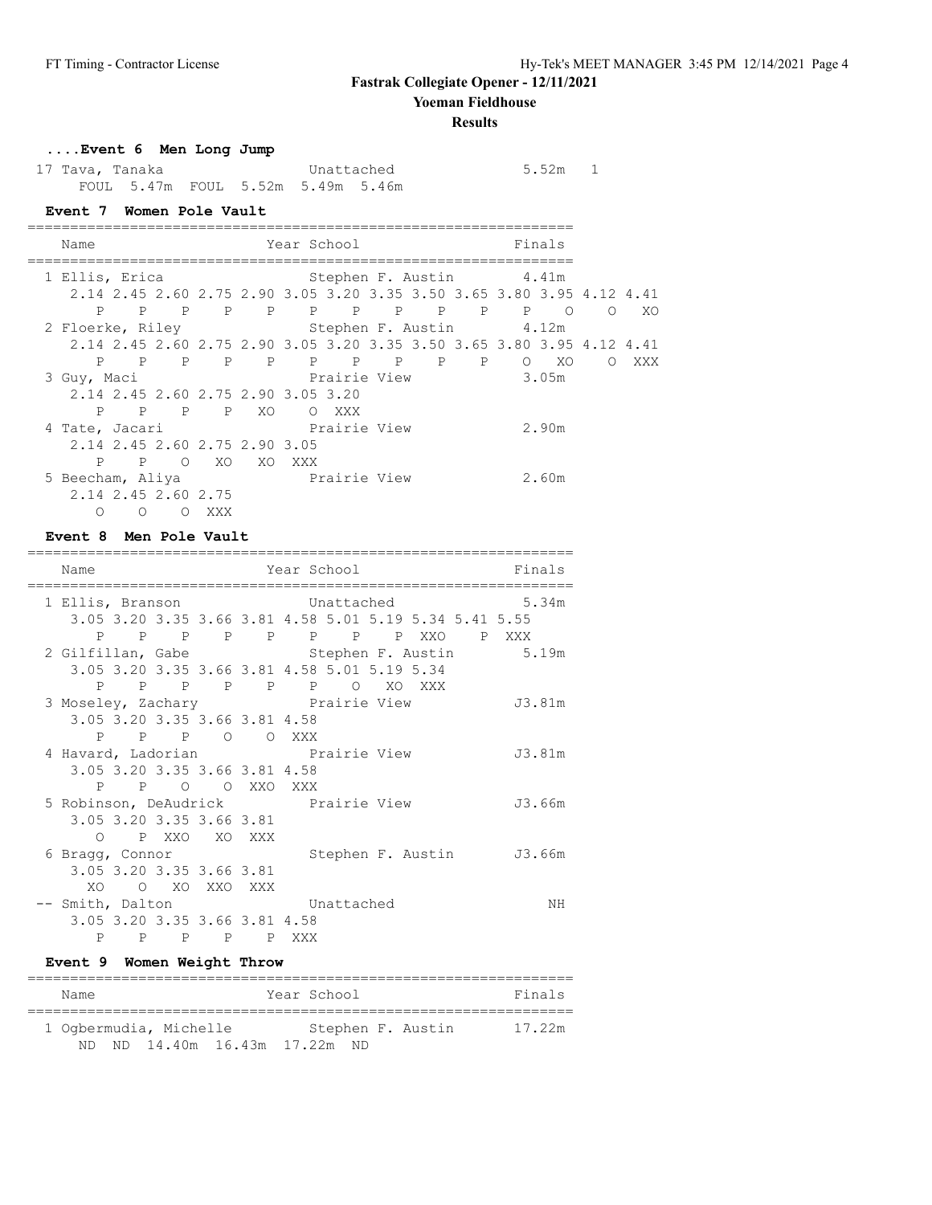## Fastrak Collegiate Opener - 12/11/2021

### Yoeman Fieldhouse

### Results

#### ....Event 6 Men Long Jump

```
 17 Tava, Tanaka               Unattached                5.52m   1
     FOUL  5.47m  FOUL  5.52m  5.49m  5.46m
```

#### Event 7 Women Pole Vault

```
================================================================
    Name                    Year School                 Finals
================================================================
  1 Ellis, Erica                 Stephen F. Austin        4.41m
     2.14 2.45 2.60 2.75 2.90 3.05 3.20 3.35 3.50 3.65 3.80 3.95 4.12 4.41
        P    P    P    P    P    P    P    P    P    P    P    O    O   XO
  2 Floerke, Riley               Stephen F. Austin        4.12m
     2.14 2.45 2.60 2.75 2.90 3.05 3.20 3.35 3.50 3.65 3.80 3.95 4.12 4.41
        P    P    P    P    P    P    P    P    P    P    O   XO    O  XXX
  3 Guy, Maci                    Prairie View             3.05m
     2.14 2.45 2.60 2.75 2.90 3.05 3.20
        P    P    P    P   XO    O  XXX
  4 Tate, Jacari                 Prairie View             2.90m
     2.14 2.45 2.60 2.75 2.90 3.05
        P    P    O   XO   XO  XXX
  5 Beecham, Aliya               Prairie View             2.60m
     2.14 2.45 2.60 2.75
        O    O    O  XXX
```

#### Event 8 Men Pole Vault

```
================================================================
    Name                    Year School                 Finals
================================================================
  1 Ellis, Branson               Unattached               5.34m
     3.05 3.20 3.35 3.66 3.81 4.58 5.01 5.19 5.34 5.41 5.55
        P    P    P    P    P    P    P    P  XXO    P  XXX
  2 Gilfillan, Gabe              Stephen F. Austin        5.19m
     3.05 3.20 3.35 3.66 3.81 4.58 5.01 5.19 5.34
        P    P    P    P    P    P    O   XO  XXX
  3 Moseley, Zachary             Prairie View            J3.81m
     3.05 3.20 3.35 3.66 3.81 4.58
        P    P    P    O    O  XXX
  4 Havard, Ladorian             Prairie View            J3.81m
     3.05 3.20 3.35 3.66 3.81 4.58
        P    P    O    O  XXO  XXX
  5 Robinson, DeAudrick          Prairie View            J3.66m
     3.05 3.20 3.35 3.66 3.81
        O    P  XXO   XO  XXX
  6 Bragg, Connor                Stephen F. Austin       J3.66m
     3.05 3.20 3.35 3.66 3.81
       XO    O   XO  XXO  XXX
 -- Smith, Dalton                Unattached                  NH
     3.05 3.20 3.35 3.66 3.81 4.58
        P    P    P    P    P  XXX
```

#### Event 9 Women Weight Throw

```
================================================================
    Name                    Year School                 Finals
================================================================
  1 Ogbermudia, Michelle         Stephen F. Austin       17.22m
     ND  ND  14.40m  16.43m  17.22m  ND
```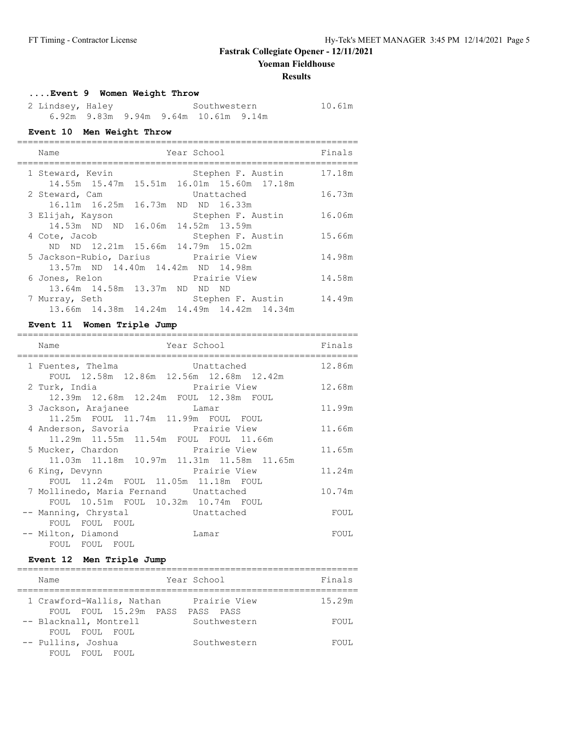## Fastrak Collegiate Opener - 12/11/2021

### Yoeman Fieldhouse

### Results

#### ....Event 9 Women Weight Throw

| Name | Year | School | Finals |
|---|---|---|---|
| 2 Lindsey, Haley | | Southwestern | 10.61m |
| 6.92m 9.83m 9.94m 9.64m 10.61m 9.14m | | | |

#### Event 10 Men Weight Throw

| Name | Year | School | Finals |
|---|---|---|---|
| 1 Steward, Kevin | | Stephen F. Austin | 17.18m |
| 14.55m 15.47m 15.51m 16.01m 15.60m 17.18m | | | |
| 2 Steward, Cam | | Unattached | 16.73m |
| 16.11m 16.25m 16.73m ND ND 16.33m | | | |
| 3 Elijah, Kayson | | Stephen F. Austin | 16.06m |
| 14.53m ND ND 16.06m 14.52m 13.59m | | | |
| 4 Cote, Jacob | | Stephen F. Austin | 15.66m |
| ND ND 12.21m 15.66m 14.79m 15.02m | | | |
| 5 Jackson-Rubio, Darius | | Prairie View | 14.98m |
| 13.57m ND 14.40m 14.42m ND 14.98m | | | |
| 6 Jones, Relon | | Prairie View | 14.58m |
| 13.64m 14.58m 13.37m ND ND ND | | | |
| 7 Murray, Seth | | Stephen F. Austin | 14.49m |
| 13.66m 14.38m 14.24m 14.49m 14.42m 14.34m | | | |

#### Event 11 Women Triple Jump

| Name | Year | School | Finals |
|---|---|---|---|
| 1 Fuentes, Thelma | | Unattached | 12.86m |
| FOUL 12.58m 12.86m 12.56m 12.68m 12.42m | | | |
| 2 Turk, India | | Prairie View | 12.68m |
| 12.39m 12.68m 12.24m FOUL 12.38m FOUL | | | |
| 3 Jackson, Arajanee | | Lamar | 11.99m |
| 11.25m FOUL 11.74m 11.99m FOUL FOUL | | | |
| 4 Anderson, Savoria | | Prairie View | 11.66m |
| 11.29m 11.55m 11.54m FOUL FOUL 11.66m | | | |
| 5 Mucker, Chardon | | Prairie View | 11.65m |
| 11.03m 11.18m 10.97m 11.31m 11.58m 11.65m | | | |
| 6 King, Devynn | | Prairie View | 11.24m |
| FOUL 11.24m FOUL 11.05m 11.18m FOUL | | | |
| 7 Mollinedo, Maria Fernand | | Unattached | 10.74m |
| FOUL 10.51m FOUL 10.32m 10.74m FOUL | | | |
| -- Manning, Chrystal | | Unattached | FOUL |
| FOUL FOUL FOUL | | | |
| -- Milton, Diamond | | Lamar | FOUL |
| FOUL FOUL FOUL | | | |

#### Event 12 Men Triple Jump

| Name | Year | School | Finals |
|---|---|---|---|
| 1 Crawford-Wallis, Nathan | | Prairie View | 15.29m |
| FOUL FOUL 15.29m PASS PASS PASS | | | |
| -- Blacknall, Montrell | | Southwestern | FOUL |
| FOUL FOUL FOUL | | | |
| -- Pullins, Joshua | | Southwestern | FOUL |
| FOUL FOUL FOUL | | | |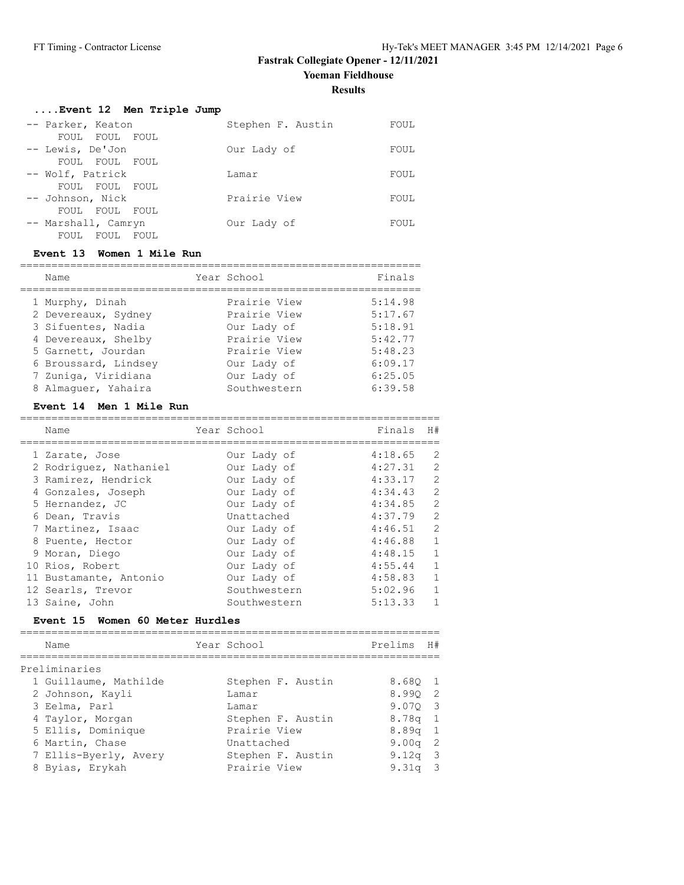# Fastrak Collegiate Opener - 12/11/2021

## Yoeman Fieldhouse

### Results

#### ....Event 12 Men Triple Jump

| Place | Name | School | Finals |
|---|---|---|---|
| -- | Parker, Keaton | Stephen F. Austin | FOUL |
| | FOUL FOUL FOUL | | |
| -- | Lewis, De'Jon | Our Lady of | FOUL |
| | FOUL FOUL FOUL | | |
| -- | Wolf, Patrick | Lamar | FOUL |
| | FOUL FOUL FOUL | | |
| -- | Johnson, Nick | Prairie View | FOUL |
| | FOUL FOUL FOUL | | |
| -- | Marshall, Camryn | Our Lady of | FOUL |
| | FOUL FOUL FOUL | | |

#### Event 13 Women 1 Mile Run

| Place | Name | Year | School | Finals |
|---|---|---|---|---|
| 1 | Murphy, Dinah | | Prairie View | 5:14.98 |
| 2 | Devereaux, Sydney | | Prairie View | 5:17.67 |
| 3 | Sifuentes, Nadia | | Our Lady of | 5:18.91 |
| 4 | Devereaux, Shelby | | Prairie View | 5:42.77 |
| 5 | Garnett, Jourdan | | Prairie View | 5:48.23 |
| 6 | Broussard, Lindsey | | Our Lady of | 6:09.17 |
| 7 | Zuniga, Viridiana | | Our Lady of | 6:25.05 |
| 8 | Almaguer, Yahaira | | Southwestern | 6:39.58 |

#### Event 14 Men 1 Mile Run

| Place | Name | Year | School | Finals | H# |
|---|---|---|---|---|---|
| 1 | Zarate, Jose | | Our Lady of | 4:18.65 | 2 |
| 2 | Rodriguez, Nathaniel | | Our Lady of | 4:27.31 | 2 |
| 3 | Ramirez, Hendrick | | Our Lady of | 4:33.17 | 2 |
| 4 | Gonzales, Joseph | | Our Lady of | 4:34.43 | 2 |
| 5 | Hernandez, JC | | Our Lady of | 4:34.85 | 2 |
| 6 | Dean, Travis | | Unattached | 4:37.79 | 2 |
| 7 | Martinez, Isaac | | Our Lady of | 4:46.51 | 2 |
| 8 | Puente, Hector | | Our Lady of | 4:46.88 | 1 |
| 9 | Moran, Diego | | Our Lady of | 4:48.15 | 1 |
| 10 | Rios, Robert | | Our Lady of | 4:55.44 | 1 |
| 11 | Bustamante, Antonio | | Our Lady of | 4:58.83 | 1 |
| 12 | Searls, Trevor | | Southwestern | 5:02.96 | 1 |
| 13 | Saine, John | | Southwestern | 5:13.33 | 1 |

#### Event 15 Women 60 Meter Hurdles

| Place | Name | Year | School | Prelims | H# |
|---|---|---|---|---|---|
| **Preliminaries** | | | | | |
| 1 | Guillaume, Mathilde | | Stephen F. Austin | 8.68Q | 1 |
| 2 | Johnson, Kayli | | Lamar | 8.99Q | 2 |
| 3 | Eelma, Parl | | Lamar | 9.07Q | 3 |
| 4 | Taylor, Morgan | | Stephen F. Austin | 8.78q | 1 |
| 5 | Ellis, Dominique | | Prairie View | 8.89q | 1 |
| 6 | Martin, Chase | | Unattached | 9.00q | 2 |
| 7 | Ellis-Byerly, Avery | | Stephen F. Austin | 9.12q | 3 |
| 8 | Byias, Erykah | | Prairie View | 9.31q | 3 |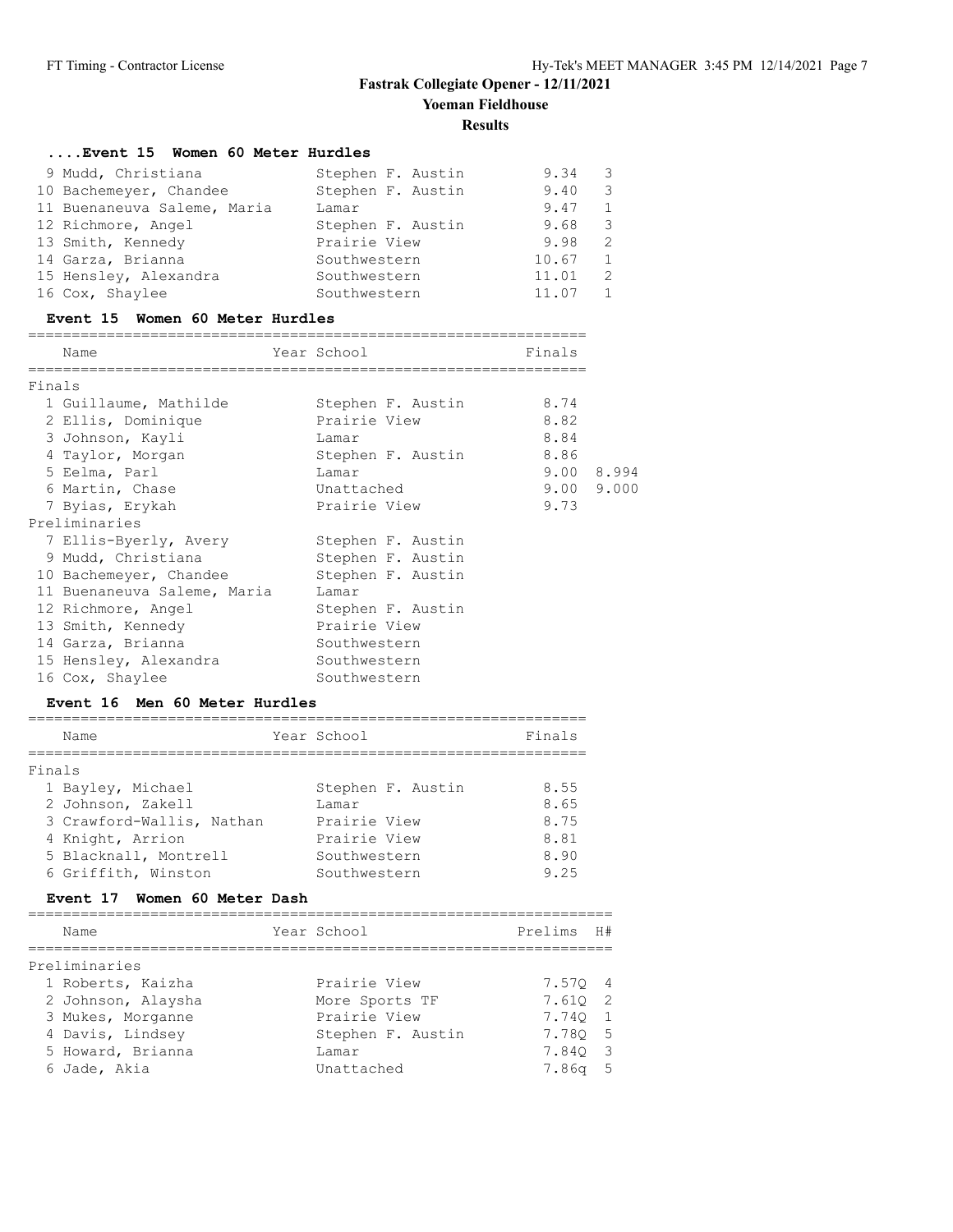# Fastrak Collegiate Opener - 12/11/2021

## Yoeman Fieldhouse

### Results

#### ....Event 15 Women 60 Meter Hurdles

| Place | Name | Year | School | Prelims | H# |
|---|---|---|---|---|---|
| 9 | Mudd, Christiana | | Stephen F. Austin | 9.34 | 3 |
| 10 | Bachemeyer, Chandee | | Stephen F. Austin | 9.40 | 3 |
| 11 | Buenaneuva Saleme, Maria | | Lamar | 9.47 | 1 |
| 12 | Richmore, Angel | | Stephen F. Austin | 9.68 | 3 |
| 13 | Smith, Kennedy | | Prairie View | 9.98 | 2 |
| 14 | Garza, Brianna | | Southwestern | 10.67 | 1 |
| 15 | Hensley, Alexandra | | Southwestern | 11.01 | 2 |
| 16 | Cox, Shaylee | | Southwestern | 11.07 | 1 |

#### Event 15 Women 60 Meter Hurdles

| Place | Name | Year | School | Finals | |
|---|---|---|---|---|---|
| **Finals** | | | | | |
| 1 | Guillaume, Mathilde | | Stephen F. Austin | 8.74 | |
| 2 | Ellis, Dominique | | Prairie View | 8.82 | |
| 3 | Johnson, Kayli | | Lamar | 8.84 | |
| 4 | Taylor, Morgan | | Stephen F. Austin | 8.86 | |
| 5 | Eelma, Parl | | Lamar | 9.00 | 8.994 |
| 6 | Martin, Chase | | Unattached | 9.00 | 9.000 |
| 7 | Byias, Erykah | | Prairie View | 9.73 | |
| **Preliminaries** | | | | | |
| 7 | Ellis-Byerly, Avery | | Stephen F. Austin | | |
| 9 | Mudd, Christiana | | Stephen F. Austin | | |
| 10 | Bachemeyer, Chandee | | Stephen F. Austin | | |
| 11 | Buenaneuva Saleme, Maria | | Lamar | | |
| 12 | Richmore, Angel | | Stephen F. Austin | | |
| 13 | Smith, Kennedy | | Prairie View | | |
| 14 | Garza, Brianna | | Southwestern | | |
| 15 | Hensley, Alexandra | | Southwestern | | |
| 16 | Cox, Shaylee | | Southwestern | | |

#### Event 16 Men 60 Meter Hurdles

| Place | Name | Year | School | Finals |
|---|---|---|---|---|
| **Finals** | | | | |
| 1 | Bayley, Michael | | Stephen F. Austin | 8.55 |
| 2 | Johnson, Zakell | | Lamar | 8.65 |
| 3 | Crawford-Wallis, Nathan | | Prairie View | 8.75 |
| 4 | Knight, Arrion | | Prairie View | 8.81 |
| 5 | Blacknall, Montrell | | Southwestern | 8.90 |
| 6 | Griffith, Winston | | Southwestern | 9.25 |

#### Event 17 Women 60 Meter Dash

| Place | Name | Year | School | Prelims | H# |
|---|---|---|---|---|---|
| **Preliminaries** | | | | | |
| 1 | Roberts, Kaizha | | Prairie View | 7.57Q | 4 |
| 2 | Johnson, Alaysha | | More Sports TF | 7.61Q | 2 |
| 3 | Mukes, Morganne | | Prairie View | 7.74Q | 1 |
| 4 | Davis, Lindsey | | Stephen F. Austin | 7.78Q | 5 |
| 5 | Howard, Brianna | | Lamar | 7.84Q | 3 |
| 6 | Jade, Akia | | Unattached | 7.86q | 5 |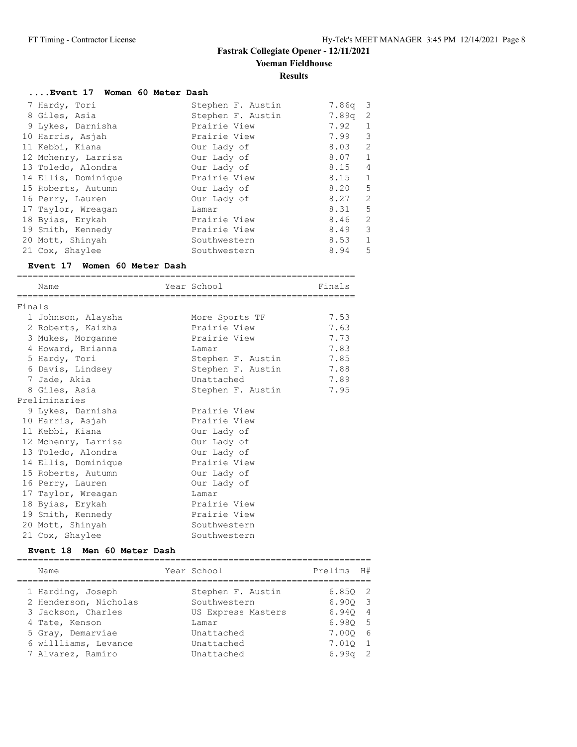## Fastrak Collegiate Opener - 12/11/2021

### Yoeman Fieldhouse

### Results

#### ....Event 17 Women 60 Meter Dash

| Place | Name | School | Prelims | H# |
|---|---|---|---|---|
| 7 | Hardy, Tori | Stephen F. Austin | 7.86q | 3 |
| 8 | Giles, Asia | Stephen F. Austin | 7.89q | 2 |
| 9 | Lykes, Darnisha | Prairie View | 7.92 | 1 |
| 10 | Harris, Asjah | Prairie View | 7.99 | 3 |
| 11 | Kebbi, Kiana | Our Lady of | 8.03 | 2 |
| 12 | Mchenry, Larrisa | Our Lady of | 8.07 | 1 |
| 13 | Toledo, Alondra | Our Lady of | 8.15 | 4 |
| 14 | Ellis, Dominique | Prairie View | 8.15 | 1 |
| 15 | Roberts, Autumn | Our Lady of | 8.20 | 5 |
| 16 | Perry, Lauren | Our Lady of | 8.27 | 2 |
| 17 | Taylor, Wreagan | Lamar | 8.31 | 5 |
| 18 | Byias, Erykah | Prairie View | 8.46 | 2 |
| 19 | Smith, Kennedy | Prairie View | 8.49 | 3 |
| 20 | Mott, Shinyah | Southwestern | 8.53 | 1 |
| 21 | Cox, Shaylee | Southwestern | 8.94 | 5 |

#### Event 17 Women 60 Meter Dash

| Place | Name | Year | School | Finals |
|---|---|---|---|---|
| **Finals** | | | | |
| 1 | Johnson, Alaysha | | More Sports TF | 7.53 |
| 2 | Roberts, Kaizha | | Prairie View | 7.63 |
| 3 | Mukes, Morganne | | Prairie View | 7.73 |
| 4 | Howard, Brianna | | Lamar | 7.83 |
| 5 | Hardy, Tori | | Stephen F. Austin | 7.85 |
| 6 | Davis, Lindsey | | Stephen F. Austin | 7.88 |
| 7 | Jade, Akia | | Unattached | 7.89 |
| 8 | Giles, Asia | | Stephen F. Austin | 7.95 |
| **Preliminaries** | | | | |
| 9 | Lykes, Darnisha | | Prairie View | |
| 10 | Harris, Asjah | | Prairie View | |
| 11 | Kebbi, Kiana | | Our Lady of | |
| 12 | Mchenry, Larrisa | | Our Lady of | |
| 13 | Toledo, Alondra | | Our Lady of | |
| 14 | Ellis, Dominique | | Prairie View | |
| 15 | Roberts, Autumn | | Our Lady of | |
| 16 | Perry, Lauren | | Our Lady of | |
| 17 | Taylor, Wreagan | | Lamar | |
| 18 | Byias, Erykah | | Prairie View | |
| 19 | Smith, Kennedy | | Prairie View | |
| 20 | Mott, Shinyah | | Southwestern | |
| 21 | Cox, Shaylee | | Southwestern | |

#### Event 18 Men 60 Meter Dash

| Place | Name | Year | School | Prelims | H# |
|---|---|---|---|---|---|
| 1 | Harding, Joseph | | Stephen F. Austin | 6.85Q | 2 |
| 2 | Henderson, Nicholas | | Southwestern | 6.90Q | 3 |
| 3 | Jackson, Charles | | US Express Masters | 6.94Q | 4 |
| 4 | Tate, Kenson | | Lamar | 6.98Q | 5 |
| 5 | Gray, Demarviae | | Unattached | 7.00Q | 6 |
| 6 | willliams, Levance | | Unattached | 7.01Q | 1 |
| 7 | Alvarez, Ramiro | | Unattached | 6.99q | 2 |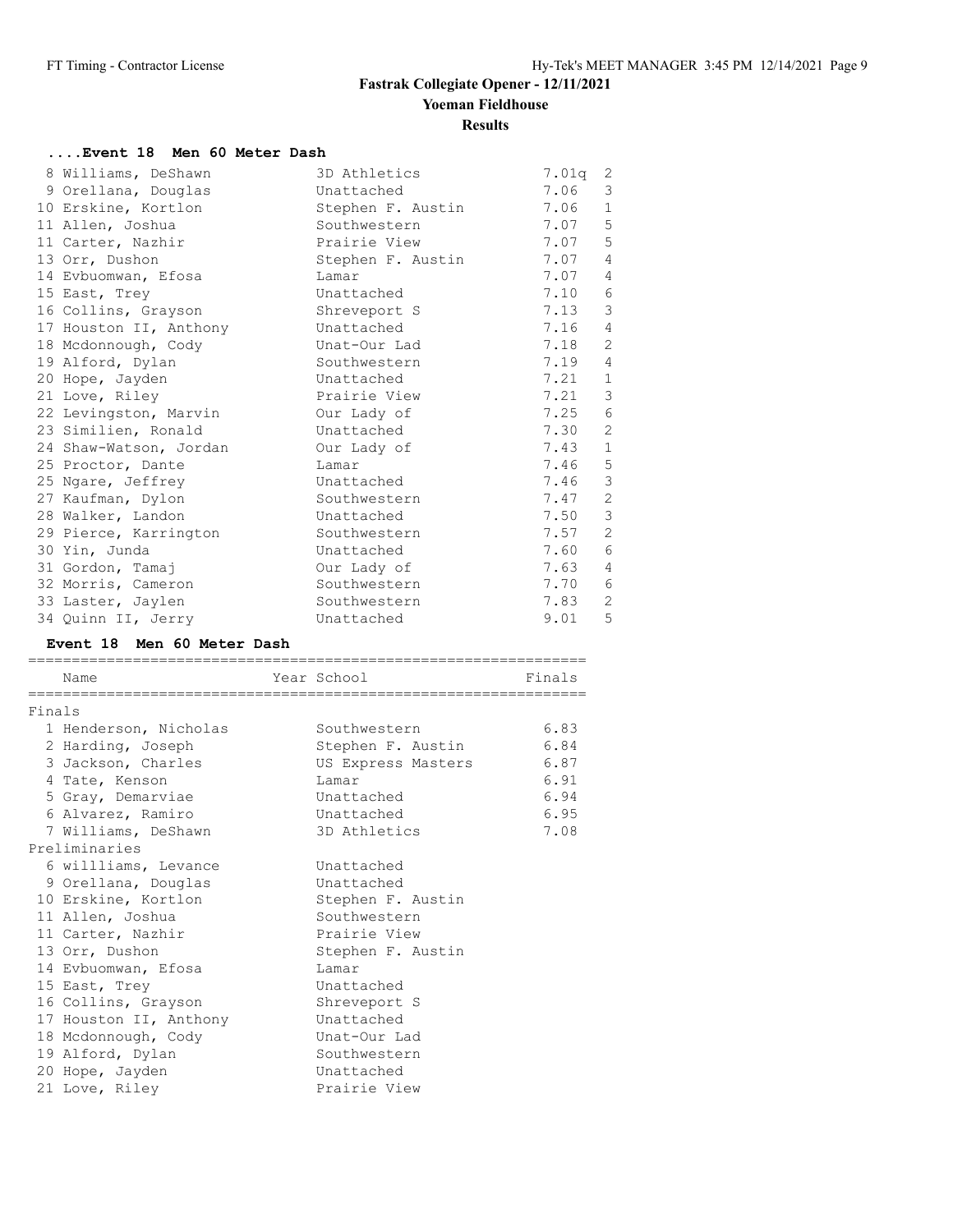# Fastrak Collegiate Opener - 12/11/2021

## Yoeman Fieldhouse

### Results

#### ....Event 18 Men 60 Meter Dash

| Place | Name | School | Prelims | H# |
|---|---|---|---|---|
| 8 | Williams, DeShawn | 3D Athletics | 7.01q | 2 |
| 9 | Orellana, Douglas | Unattached | 7.06 | 3 |
| 10 | Erskine, Kortlon | Stephen F. Austin | 7.06 | 1 |
| 11 | Allen, Joshua | Southwestern | 7.07 | 5 |
| 11 | Carter, Nazhir | Prairie View | 7.07 | 5 |
| 13 | Orr, Dushon | Stephen F. Austin | 7.07 | 4 |
| 14 | Evbuomwan, Efosa | Lamar | 7.07 | 4 |
| 15 | East, Trey | Unattached | 7.10 | 6 |
| 16 | Collins, Grayson | Shreveport S | 7.13 | 3 |
| 17 | Houston II, Anthony | Unattached | 7.16 | 4 |
| 18 | Mcdonnough, Cody | Unat-Our Lad | 7.18 | 2 |
| 19 | Alford, Dylan | Southwestern | 7.19 | 4 |
| 20 | Hope, Jayden | Unattached | 7.21 | 1 |
| 21 | Love, Riley | Prairie View | 7.21 | 3 |
| 22 | Levingston, Marvin | Our Lady of | 7.25 | 6 |
| 23 | Similien, Ronald | Unattached | 7.30 | 2 |
| 24 | Shaw-Watson, Jordan | Our Lady of | 7.43 | 1 |
| 25 | Proctor, Dante | Lamar | 7.46 | 5 |
| 25 | Ngare, Jeffrey | Unattached | 7.46 | 3 |
| 27 | Kaufman, Dylon | Southwestern | 7.47 | 2 |
| 28 | Walker, Landon | Unattached | 7.50 | 3 |
| 29 | Pierce, Karrington | Southwestern | 7.57 | 2 |
| 30 | Yin, Junda | Unattached | 7.60 | 6 |
| 31 | Gordon, Tamaj | Our Lady of | 7.63 | 4 |
| 32 | Morris, Cameron | Southwestern | 7.70 | 6 |
| 33 | Laster, Jaylen | Southwestern | 7.83 | 2 |
| 34 | Quinn II, Jerry | Unattached | 9.01 | 5 |

#### Event 18 Men 60 Meter Dash

| Place | Name | Year | School | Finals |
|---|---|---|---|---|
| **Finals** | | | | |
| 1 | Henderson, Nicholas | | Southwestern | 6.83 |
| 2 | Harding, Joseph | | Stephen F. Austin | 6.84 |
| 3 | Jackson, Charles | | US Express Masters | 6.87 |
| 4 | Tate, Kenson | | Lamar | 6.91 |
| 5 | Gray, Demarviae | | Unattached | 6.94 |
| 6 | Alvarez, Ramiro | | Unattached | 6.95 |
| 7 | Williams, DeShawn | | 3D Athletics | 7.08 |
| **Preliminaries** | | | | |
| 6 | willliams, Levance | | Unattached | |
| 9 | Orellana, Douglas | | Unattached | |
| 10 | Erskine, Kortlon | | Stephen F. Austin | |
| 11 | Allen, Joshua | | Southwestern | |
| 11 | Carter, Nazhir | | Prairie View | |
| 13 | Orr, Dushon | | Stephen F. Austin | |
| 14 | Evbuomwan, Efosa | | Lamar | |
| 15 | East, Trey | | Unattached | |
| 16 | Collins, Grayson | | Shreveport S | |
| 17 | Houston II, Anthony | | Unattached | |
| 18 | Mcdonnough, Cody | | Unat-Our Lad | |
| 19 | Alford, Dylan | | Southwestern | |
| 20 | Hope, Jayden | | Unattached | |
| 21 | Love, Riley | | Prairie View | |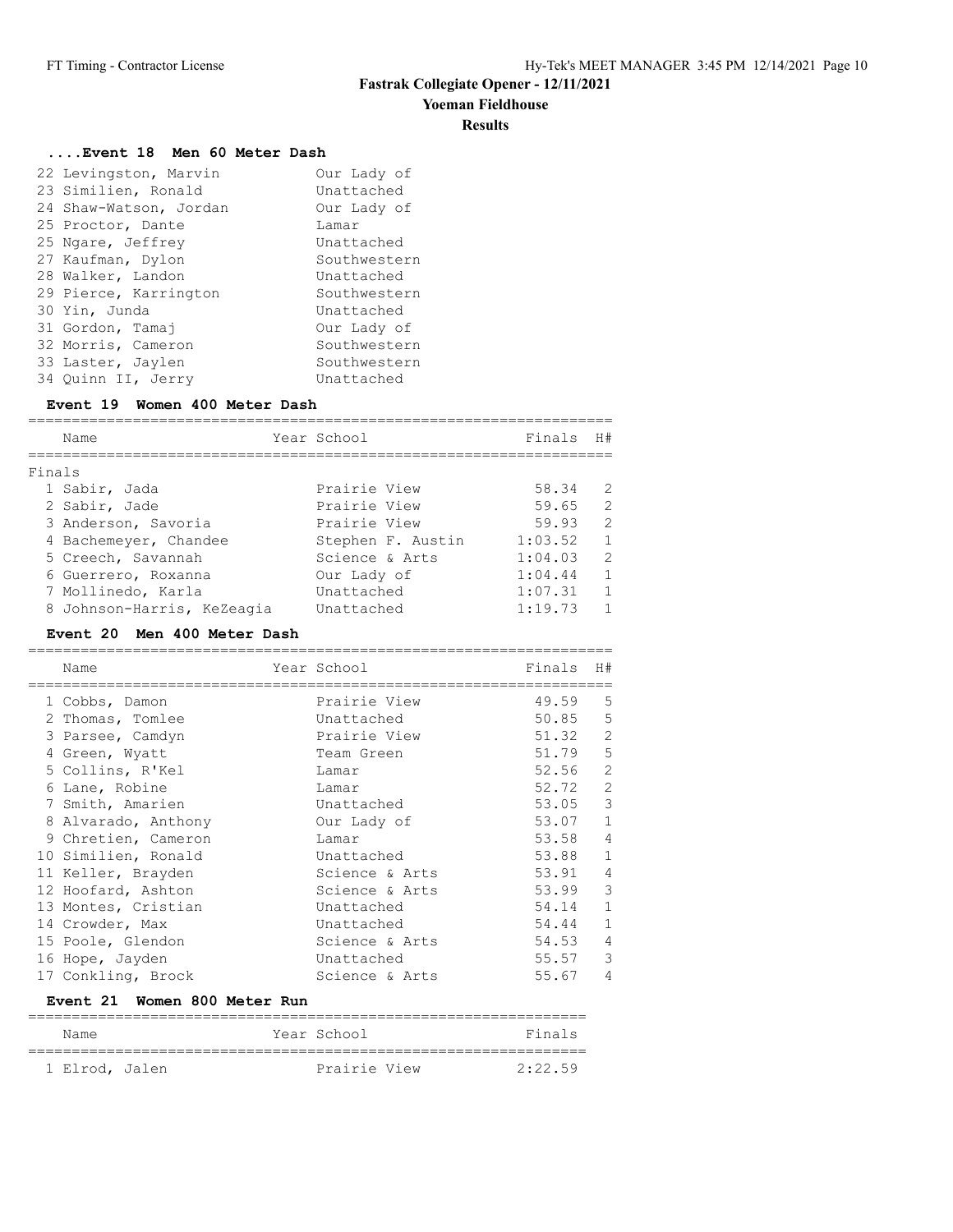# Fastrak Collegiate Opener - 12/11/2021

## Yoeman Fieldhouse

### Results

#### ....Event 18 Men 60 Meter Dash

| Place | Name | School |
|---|---|---|
| 22 | Levingston, Marvin | Our Lady of |
| 23 | Similien, Ronald | Unattached |
| 24 | Shaw-Watson, Jordan | Our Lady of |
| 25 | Proctor, Dante | Lamar |
| 25 | Ngare, Jeffrey | Unattached |
| 27 | Kaufman, Dylon | Southwestern |
| 28 | Walker, Landon | Unattached |
| 29 | Pierce, Karrington | Southwestern |
| 30 | Yin, Junda | Unattached |
| 31 | Gordon, Tamaj | Our Lady of |
| 32 | Morris, Cameron | Southwestern |
| 33 | Laster, Jaylen | Southwestern |
| 34 | Quinn II, Jerry | Unattached |

#### Event 19 Women 400 Meter Dash

Finals

| Place | Name | Year | School | Finals | H# |
|---|---|---|---|---|---|
| 1 | Sabir, Jada | | Prairie View | 58.34 | 2 |
| 2 | Sabir, Jade | | Prairie View | 59.65 | 2 |
| 3 | Anderson, Savoria | | Prairie View | 59.93 | 2 |
| 4 | Bachemeyer, Chandee | | Stephen F. Austin | 1:03.52 | 1 |
| 5 | Creech, Savannah | | Science & Arts | 1:04.03 | 2 |
| 6 | Guerrero, Roxanna | | Our Lady of | 1:04.44 | 1 |
| 7 | Mollinedo, Karla | | Unattached | 1:07.31 | 1 |
| 8 | Johnson-Harris, KeZeagia | | Unattached | 1:19.73 | 1 |

#### Event 20 Men 400 Meter Dash

| Place | Name | Year | School | Finals | H# |
|---|---|---|---|---|---|
| 1 | Cobbs, Damon | | Prairie View | 49.59 | 5 |
| 2 | Thomas, Tomlee | | Unattached | 50.85 | 5 |
| 3 | Parsee, Camdyn | | Prairie View | 51.32 | 2 |
| 4 | Green, Wyatt | | Team Green | 51.79 | 5 |
| 5 | Collins, R'Kel | | Lamar | 52.56 | 2 |
| 6 | Lane, Robine | | Lamar | 52.72 | 2 |
| 7 | Smith, Amarien | | Unattached | 53.05 | 3 |
| 8 | Alvarado, Anthony | | Our Lady of | 53.07 | 1 |
| 9 | Chretien, Cameron | | Lamar | 53.58 | 4 |
| 10 | Similien, Ronald | | Unattached | 53.88 | 1 |
| 11 | Keller, Brayden | | Science & Arts | 53.91 | 4 |
| 12 | Hoofard, Ashton | | Science & Arts | 53.99 | 3 |
| 13 | Montes, Cristian | | Unattached | 54.14 | 1 |
| 14 | Crowder, Max | | Unattached | 54.44 | 1 |
| 15 | Poole, Glendon | | Science & Arts | 54.53 | 4 |
| 16 | Hope, Jayden | | Unattached | 55.57 | 3 |
| 17 | Conkling, Brock | | Science & Arts | 55.67 | 4 |

#### Event 21 Women 800 Meter Run

| Place | Name | Year | School | Finals |
|---|---|---|---|---|
| 1 | Elrod, Jalen | | Prairie View | 2:22.59 |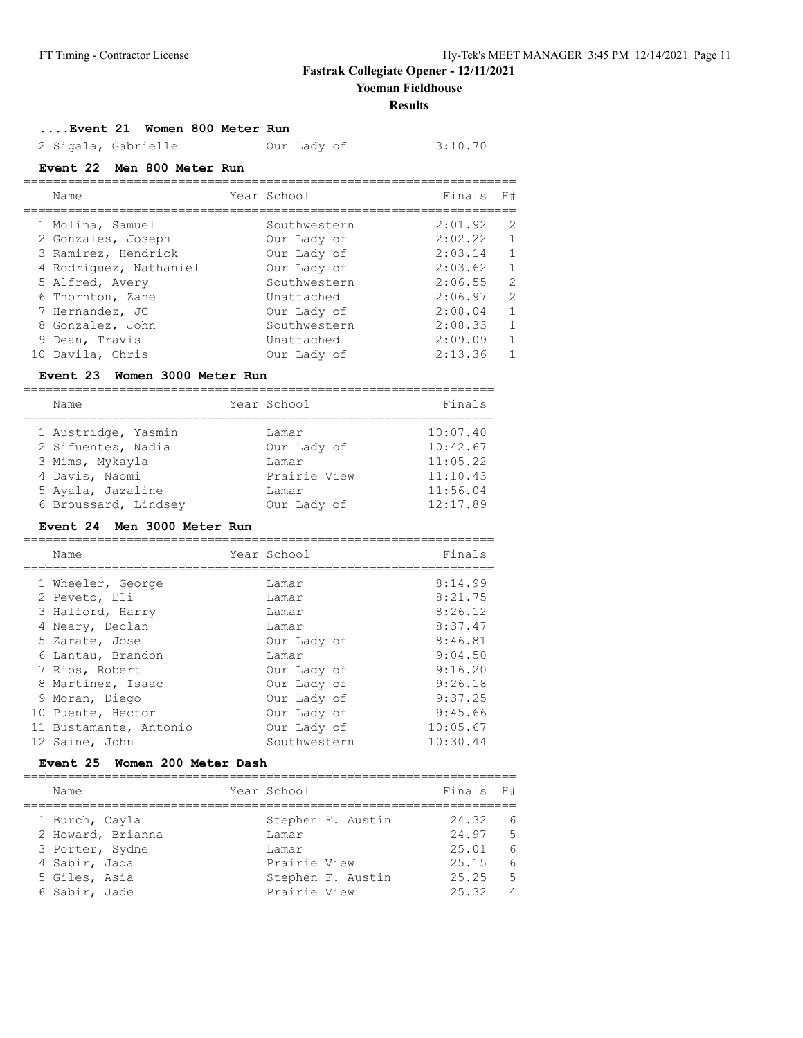## Fastrak Collegiate Opener - 12/11/2021

### Yoeman Fieldhouse

### Results

#### ....Event 21 Women 800 Meter Run

| | Name | Year | School | Finals |
|---|---|---|---|---|
| 2 | Sigala, Gabrielle | | Our Lady of | 3:10.70 |

#### Event 22 Men 800 Meter Run

| | Name | Year | School | Finals | H# |
|---|---|---|---|---|---|
| 1 | Molina, Samuel | | Southwestern | 2:01.92 | 2 |
| 2 | Gonzales, Joseph | | Our Lady of | 2:02.22 | 1 |
| 3 | Ramirez, Hendrick | | Our Lady of | 2:03.14 | 1 |
| 4 | Rodriguez, Nathaniel | | Our Lady of | 2:03.62 | 1 |
| 5 | Alfred, Avery | | Southwestern | 2:06.55 | 2 |
| 6 | Thornton, Zane | | Unattached | 2:06.97 | 2 |
| 7 | Hernandez, JC | | Our Lady of | 2:08.04 | 1 |
| 8 | Gonzalez, John | | Southwestern | 2:08.33 | 1 |
| 9 | Dean, Travis | | Unattached | 2:09.09 | 1 |
| 10 | Davila, Chris | | Our Lady of | 2:13.36 | 1 |

#### Event 23 Women 3000 Meter Run

| | Name | Year | School | Finals |
|---|---|---|---|---|
| 1 | Austridge, Yasmin | | Lamar | 10:07.40 |
| 2 | Sifuentes, Nadia | | Our Lady of | 10:42.67 |
| 3 | Mims, Mykayla | | Lamar | 11:05.22 |
| 4 | Davis, Naomi | | Prairie View | 11:10.43 |
| 5 | Ayala, Jazaline | | Lamar | 11:56.04 |
| 6 | Broussard, Lindsey | | Our Lady of | 12:17.89 |

#### Event 24 Men 3000 Meter Run

| | Name | Year | School | Finals |
|---|---|---|---|---|
| 1 | Wheeler, George | | Lamar | 8:14.99 |
| 2 | Peveto, Eli | | Lamar | 8:21.75 |
| 3 | Halford, Harry | | Lamar | 8:26.12 |
| 4 | Neary, Declan | | Lamar | 8:37.47 |
| 5 | Zarate, Jose | | Our Lady of | 8:46.81 |
| 6 | Lantau, Brandon | | Lamar | 9:04.50 |
| 7 | Rios, Robert | | Our Lady of | 9:16.20 |
| 8 | Martinez, Isaac | | Our Lady of | 9:26.18 |
| 9 | Moran, Diego | | Our Lady of | 9:37.25 |
| 10 | Puente, Hector | | Our Lady of | 9:45.66 |
| 11 | Bustamante, Antonio | | Our Lady of | 10:05.67 |
| 12 | Saine, John | | Southwestern | 10:30.44 |

#### Event 25 Women 200 Meter Dash

| | Name | Year | School | Finals | H# |
|---|---|---|---|---|---|
| 1 | Burch, Cayla | | Stephen F. Austin | 24.32 | 6 |
| 2 | Howard, Brianna | | Lamar | 24.97 | 5 |
| 3 | Porter, Sydne | | Lamar | 25.01 | 6 |
| 4 | Sabir, Jada | | Prairie View | 25.15 | 6 |
| 5 | Giles, Asia | | Stephen F. Austin | 25.25 | 5 |
| 6 | Sabir, Jade | | Prairie View | 25.32 | 4 |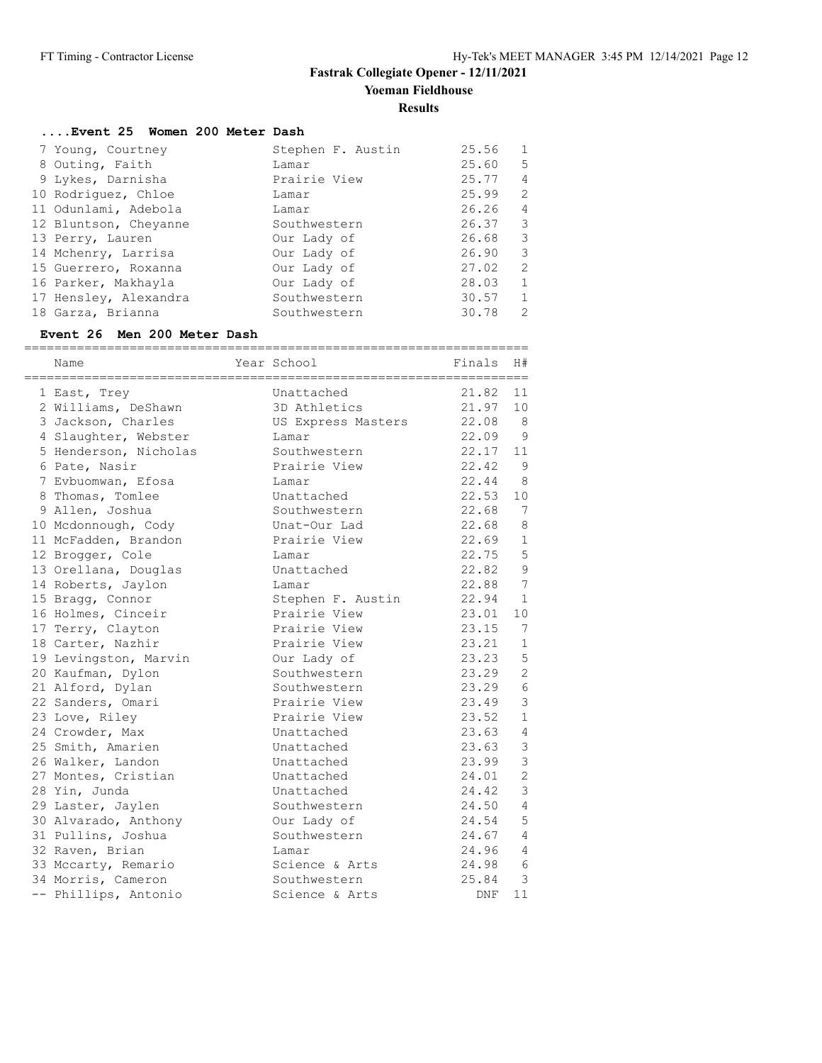# Fastrak Collegiate Opener - 12/11/2021

## Yoeman Fieldhouse

### Results

#### ....Event 25 Women 200 Meter Dash

| Place | Name | Year | School | Finals | H# |
|---|---|---|---|---|---|
| 7 | Young, Courtney | | Stephen F. Austin | 25.56 | 1 |
| 8 | Outing, Faith | | Lamar | 25.60 | 5 |
| 9 | Lykes, Darnisha | | Prairie View | 25.77 | 4 |
| 10 | Rodriguez, Chloe | | Lamar | 25.99 | 2 |
| 11 | Odunlami, Adebola | | Lamar | 26.26 | 4 |
| 12 | Bluntson, Cheyanne | | Southwestern | 26.37 | 3 |
| 13 | Perry, Lauren | | Our Lady of | 26.68 | 3 |
| 14 | Mchenry, Larrisa | | Our Lady of | 26.90 | 3 |
| 15 | Guerrero, Roxanna | | Our Lady of | 27.02 | 2 |
| 16 | Parker, Makhayla | | Our Lady of | 28.03 | 1 |
| 17 | Hensley, Alexandra | | Southwestern | 30.57 | 1 |
| 18 | Garza, Brianna | | Southwestern | 30.78 | 2 |

#### Event 26 Men 200 Meter Dash

| Place | Name | Year | School | Finals | H# |
|---|---|---|---|---|---|
| 1 | East, Trey | | Unattached | 21.82 | 11 |
| 2 | Williams, DeShawn | | 3D Athletics | 21.97 | 10 |
| 3 | Jackson, Charles | | US Express Masters | 22.08 | 8 |
| 4 | Slaughter, Webster | | Lamar | 22.09 | 9 |
| 5 | Henderson, Nicholas | | Southwestern | 22.17 | 11 |
| 6 | Pate, Nasir | | Prairie View | 22.42 | 9 |
| 7 | Evbuomwan, Efosa | | Lamar | 22.44 | 8 |
| 8 | Thomas, Tomlee | | Unattached | 22.53 | 10 |
| 9 | Allen, Joshua | | Southwestern | 22.68 | 7 |
| 10 | Mcdonnough, Cody | | Unat-Our Lad | 22.68 | 8 |
| 11 | McFadden, Brandon | | Prairie View | 22.69 | 1 |
| 12 | Brogger, Cole | | Lamar | 22.75 | 5 |
| 13 | Orellana, Douglas | | Unattached | 22.82 | 9 |
| 14 | Roberts, Jaylon | | Lamar | 22.88 | 7 |
| 15 | Bragg, Connor | | Stephen F. Austin | 22.94 | 1 |
| 16 | Holmes, Cinceir | | Prairie View | 23.01 | 10 |
| 17 | Terry, Clayton | | Prairie View | 23.15 | 7 |
| 18 | Carter, Nazhir | | Prairie View | 23.21 | 1 |
| 19 | Levingston, Marvin | | Our Lady of | 23.23 | 5 |
| 20 | Kaufman, Dylon | | Southwestern | 23.29 | 2 |
| 21 | Alford, Dylan | | Southwestern | 23.29 | 6 |
| 22 | Sanders, Omari | | Prairie View | 23.49 | 3 |
| 23 | Love, Riley | | Prairie View | 23.52 | 1 |
| 24 | Crowder, Max | | Unattached | 23.63 | 4 |
| 25 | Smith, Amarien | | Unattached | 23.63 | 3 |
| 26 | Walker, Landon | | Unattached | 23.99 | 3 |
| 27 | Montes, Cristian | | Unattached | 24.01 | 2 |
| 28 | Yin, Junda | | Unattached | 24.42 | 3 |
| 29 | Laster, Jaylen | | Southwestern | 24.50 | 4 |
| 30 | Alvarado, Anthony | | Our Lady of | 24.54 | 5 |
| 31 | Pullins, Joshua | | Southwestern | 24.67 | 4 |
| 32 | Raven, Brian | | Lamar | 24.96 | 4 |
| 33 | Mccarty, Remario | | Science & Arts | 24.98 | 6 |
| 34 | Morris, Cameron | | Southwestern | 25.84 | 3 |
| -- | Phillips, Antonio | | Science & Arts | DNF | 11 |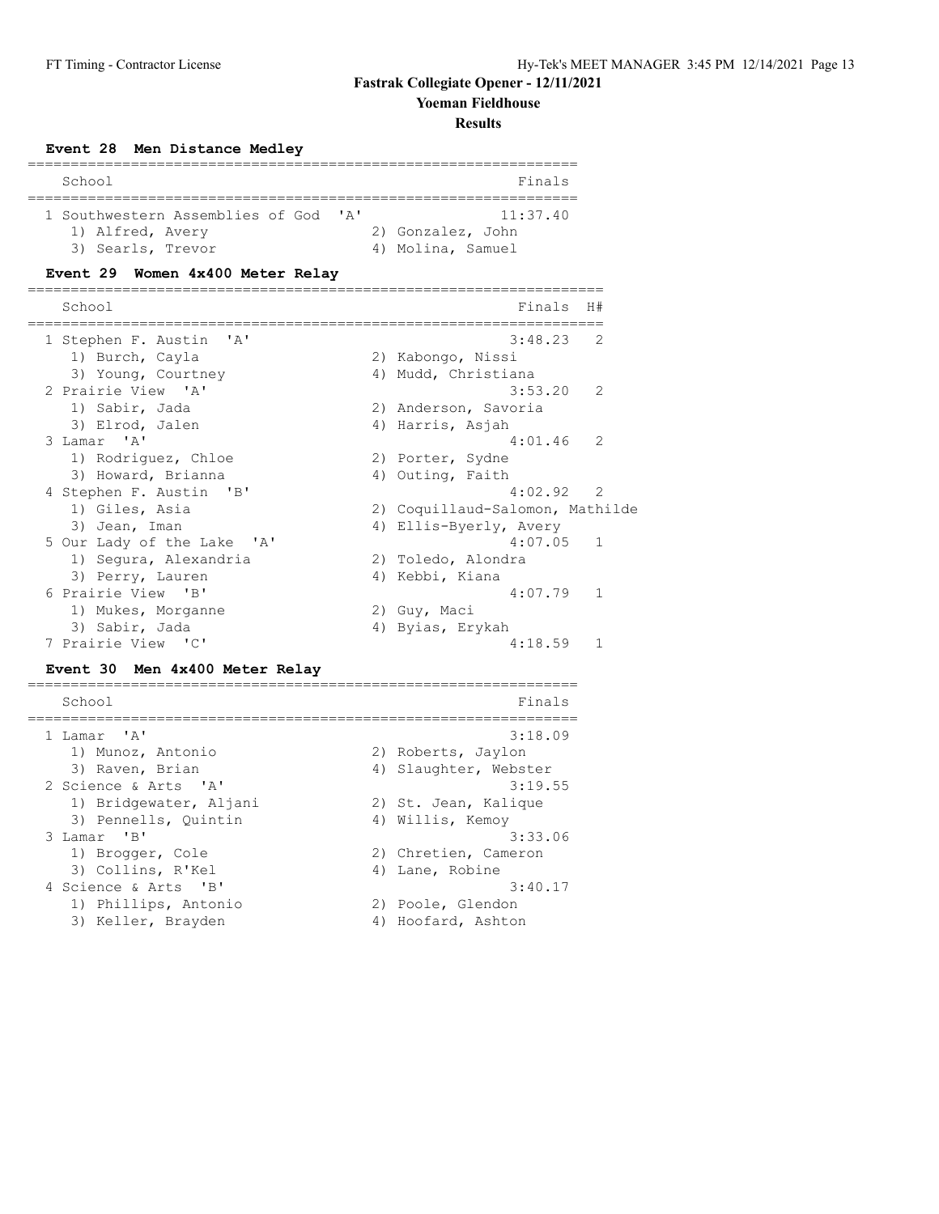# Fastrak Collegiate Opener - 12/11/2021

## Yoeman Fieldhouse

### Results

#### Event 28 Men Distance Medley

| School | Finals |
|---|---|
| 1 Southwestern Assemblies of God 'A' | 11:37.40 |
| 1) Alfred, Avery; 2) Gonzalez, John; 3) Searls, Trevor; 4) Molina, Samuel | |

#### Event 29 Women 4x400 Meter Relay

| School | Finals | H# |
|---|---|---|
| 1 Stephen F. Austin 'A' | 3:48.23 | 2 |
| 1) Burch, Cayla; 2) Kabongo, Nissi; 3) Young, Courtney; 4) Mudd, Christiana | | |
| 2 Prairie View 'A' | 3:53.20 | 2 |
| 1) Sabir, Jada; 2) Anderson, Savoria; 3) Elrod, Jalen; 4) Harris, Asjah | | |
| 3 Lamar 'A' | 4:01.46 | 2 |
| 1) Rodriguez, Chloe; 2) Porter, Sydne; 3) Howard, Brianna; 4) Outing, Faith | | |
| 4 Stephen F. Austin 'B' | 4:02.92 | 2 |
| 1) Giles, Asia; 2) Coquillaud-Salomon, Mathilde; 3) Jean, Iman; 4) Ellis-Byerly, Avery | | |
| 5 Our Lady of the Lake 'A' | 4:07.05 | 1 |
| 1) Segura, Alexandria; 2) Toledo, Alondra; 3) Perry, Lauren; 4) Kebbi, Kiana | | |
| 6 Prairie View 'B' | 4:07.79 | 1 |
| 1) Mukes, Morganne; 2) Guy, Maci; 3) Sabir, Jada; 4) Byias, Erykah | | |
| 7 Prairie View 'C' | 4:18.59 | 1 |

#### Event 30 Men 4x400 Meter Relay

| School | Finals |
|---|---|
| 1 Lamar 'A' | 3:18.09 |
| 1) Munoz, Antonio; 2) Roberts, Jaylon; 3) Raven, Brian; 4) Slaughter, Webster | |
| 2 Science & Arts 'A' | 3:19.55 |
| 1) Bridgewater, Aljani; 2) St. Jean, Kalique; 3) Pennells, Quintin; 4) Willis, Kemoy | |
| 3 Lamar 'B' | 3:33.06 |
| 1) Brogger, Cole; 2) Chretien, Cameron; 3) Collins, R'Kel; 4) Lane, Robine | |
| 4 Science & Arts 'B' | 3:40.17 |
| 1) Phillips, Antonio; 2) Poole, Glendon; 3) Keller, Brayden; 4) Hoofard, Ashton | |